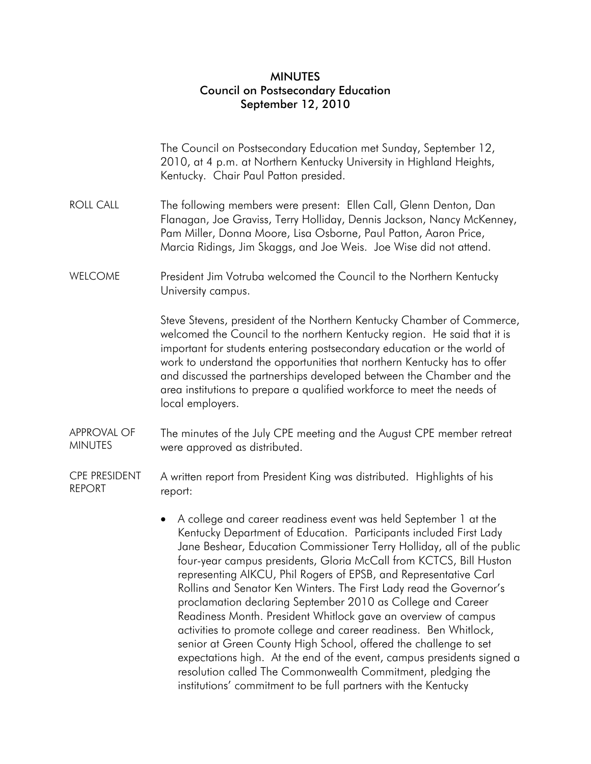# MINUTES
## Council on Postsecondary Education
### September 12, 2010

The Council on Postsecondary Education met Sunday, September 12, 2010, at 4 p.m. at Northern Kentucky University in Highland Heights, Kentucky. Chair Paul Patton presided.

**ROLL CALL**

The following members were present: Ellen Call, Glenn Denton, Dan Flanagan, Joe Graviss, Terry Holliday, Dennis Jackson, Nancy McKenney, Pam Miller, Donna Moore, Lisa Osborne, Paul Patton, Aaron Price, Marcia Ridings, Jim Skaggs, and Joe Weis. Joe Wise did not attend.

**WELCOME**

President Jim Votruba welcomed the Council to the Northern Kentucky University campus.

Steve Stevens, president of the Northern Kentucky Chamber of Commerce, welcomed the Council to the northern Kentucky region. He said that it is important for students entering postsecondary education or the world of work to understand the opportunities that northern Kentucky has to offer and discussed the partnerships developed between the Chamber and the area institutions to prepare a qualified workforce to meet the needs of local employers.

**APPROVAL OF MINUTES**

The minutes of the July CPE meeting and the August CPE member retreat were approved as distributed.

**CPE PRESIDENT REPORT**

A written report from President King was distributed. Highlights of his report:

- A college and career readiness event was held September 1 at the Kentucky Department of Education. Participants included First Lady Jane Beshear, Education Commissioner Terry Holliday, all of the public four-year campus presidents, Gloria McCall from KCTCS, Bill Huston representing AIKCU, Phil Rogers of EPSB, and Representative Carl Rollins and Senator Ken Winters. The First Lady read the Governor's proclamation declaring September 2010 as College and Career Readiness Month. President Whitlock gave an overview of campus activities to promote college and career readiness. Ben Whitlock, senior at Green County High School, offered the challenge to set expectations high. At the end of the event, campus presidents signed a resolution called The Commonwealth Commitment, pledging the institutions' commitment to be full partners with the Kentucky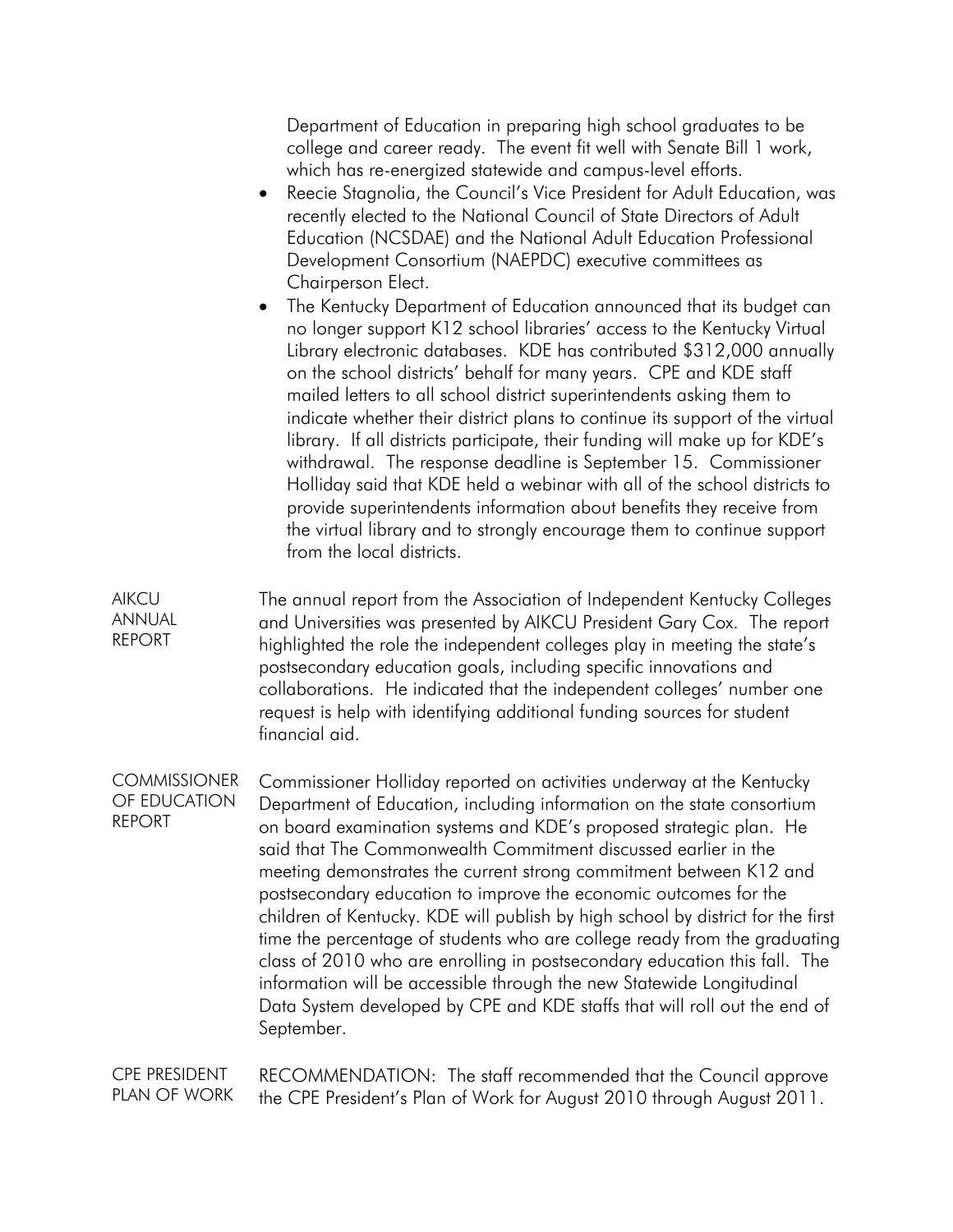Department of Education in preparing high school graduates to be college and career ready. The event fit well with Senate Bill 1 work, which has re-energized statewide and campus-level efforts.

- Reecie Stagnolia, the Council's Vice President for Adult Education, was recently elected to the National Council of State Directors of Adult Education (NCSDAE) and the National Adult Education Professional Development Consortium (NAEPDC) executive committees as Chairperson Elect.
- The Kentucky Department of Education announced that its budget can no longer support K12 school libraries' access to the Kentucky Virtual Library electronic databases. KDE has contributed $312,000 annually on the school districts' behalf for many years. CPE and KDE staff mailed letters to all school district superintendents asking them to indicate whether their district plans to continue its support of the virtual library. If all districts participate, their funding will make up for KDE's withdrawal. The response deadline is September 15. Commissioner Holliday said that KDE held a webinar with all of the school districts to provide superintendents information about benefits they receive from the virtual library and to strongly encourage them to continue support from the local districts.

**AIKCU ANNUAL REPORT**

The annual report from the Association of Independent Kentucky Colleges and Universities was presented by AIKCU President Gary Cox. The report highlighted the role the independent colleges play in meeting the state's postsecondary education goals, including specific innovations and collaborations. He indicated that the independent colleges' number one request is help with identifying additional funding sources for student financial aid.

**COMMISSIONER OF EDUCATION REPORT**

Commissioner Holliday reported on activities underway at the Kentucky Department of Education, including information on the state consortium on board examination systems and KDE's proposed strategic plan. He said that The Commonwealth Commitment discussed earlier in the meeting demonstrates the current strong commitment between K12 and postsecondary education to improve the economic outcomes for the children of Kentucky. KDE will publish by high school by district for the first time the percentage of students who are college ready from the graduating class of 2010 who are enrolling in postsecondary education this fall. The information will be accessible through the new Statewide Longitudinal Data System developed by CPE and KDE staffs that will roll out the end of September.

**CPE PRESIDENT PLAN OF WORK**

RECOMMENDATION: The staff recommended that the Council approve the CPE President's Plan of Work for August 2010 through August 2011.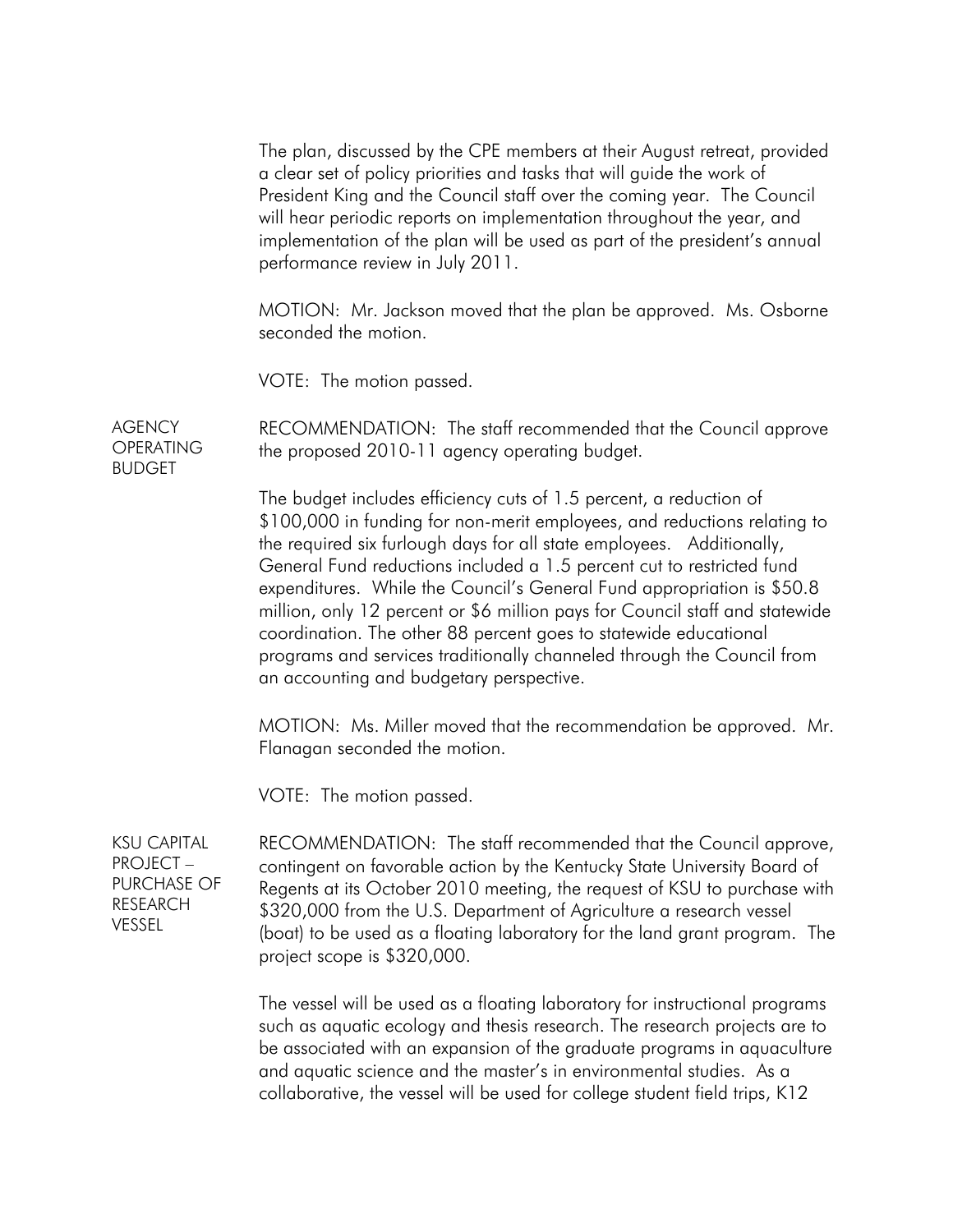The plan, discussed by the CPE members at their August retreat, provided a clear set of policy priorities and tasks that will guide the work of President King and the Council staff over the coming year. The Council will hear periodic reports on implementation throughout the year, and implementation of the plan will be used as part of the president's annual performance review in July 2011.

MOTION: Mr. Jackson moved that the plan be approved. Ms. Osborne seconded the motion.

VOTE: The motion passed.

**AGENCY OPERATING BUDGET**

RECOMMENDATION: The staff recommended that the Council approve the proposed 2010-11 agency operating budget.

The budget includes efficiency cuts of 1.5 percent, a reduction of \$100,000 in funding for non-merit employees, and reductions relating to the required six furlough days for all state employees. Additionally, General Fund reductions included a 1.5 percent cut to restricted fund expenditures. While the Council's General Fund appropriation is \$50.8 million, only 12 percent or \$6 million pays for Council staff and statewide coordination. The other 88 percent goes to statewide educational programs and services traditionally channeled through the Council from an accounting and budgetary perspective.

MOTION: Ms. Miller moved that the recommendation be approved. Mr. Flanagan seconded the motion.

VOTE: The motion passed.

**KSU CAPITAL PROJECT – PURCHASE OF RESEARCH VESSEL**

RECOMMENDATION: The staff recommended that the Council approve, contingent on favorable action by the Kentucky State University Board of Regents at its October 2010 meeting, the request of KSU to purchase with \$320,000 from the U.S. Department of Agriculture a research vessel (boat) to be used as a floating laboratory for the land grant program. The project scope is \$320,000.

The vessel will be used as a floating laboratory for instructional programs such as aquatic ecology and thesis research. The research projects are to be associated with an expansion of the graduate programs in aquaculture and aquatic science and the master's in environmental studies. As a collaborative, the vessel will be used for college student field trips, K12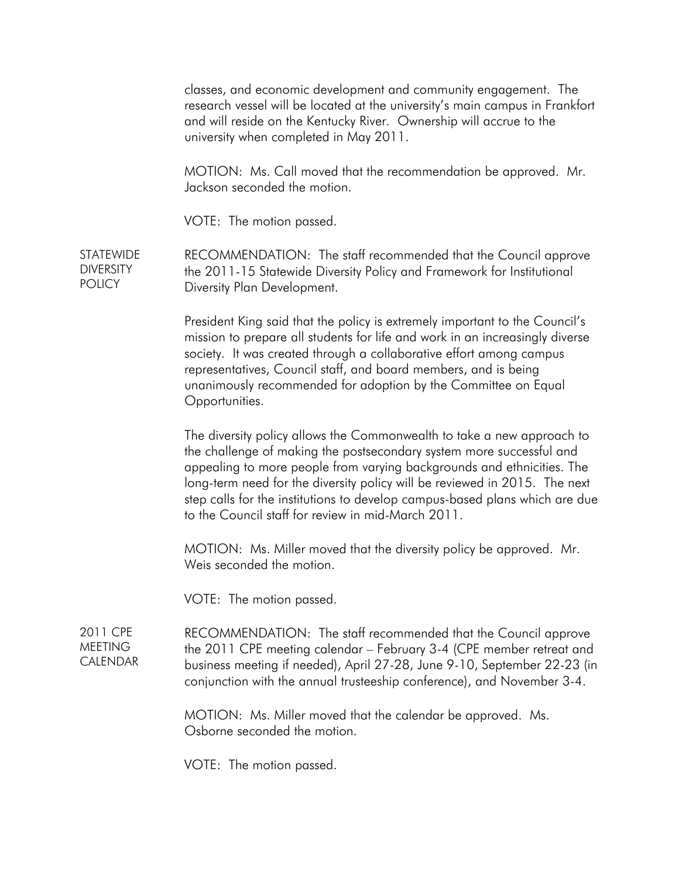classes, and economic development and community engagement. The research vessel will be located at the university's main campus in Frankfort and will reside on the Kentucky River. Ownership will accrue to the university when completed in May 2011.

MOTION: Ms. Call moved that the recommendation be approved. Mr. Jackson seconded the motion.

VOTE: The motion passed.

**STATEWIDE DIVERSITY POLICY**

RECOMMENDATION: The staff recommended that the Council approve the 2011-15 Statewide Diversity Policy and Framework for Institutional Diversity Plan Development.

President King said that the policy is extremely important to the Council's mission to prepare all students for life and work in an increasingly diverse society. It was created through a collaborative effort among campus representatives, Council staff, and board members, and is being unanimously recommended for adoption by the Committee on Equal Opportunities.

The diversity policy allows the Commonwealth to take a new approach to the challenge of making the postsecondary system more successful and appealing to more people from varying backgrounds and ethnicities. The long-term need for the diversity policy will be reviewed in 2015. The next step calls for the institutions to develop campus-based plans which are due to the Council staff for review in mid-March 2011.

MOTION: Ms. Miller moved that the diversity policy be approved. Mr. Weis seconded the motion.

VOTE: The motion passed.

**2011 CPE MEETING CALENDAR**

RECOMMENDATION: The staff recommended that the Council approve the 2011 CPE meeting calendar – February 3-4 (CPE member retreat and business meeting if needed), April 27-28, June 9-10, September 22-23 (in conjunction with the annual trusteeship conference), and November 3-4.

MOTION: Ms. Miller moved that the calendar be approved. Ms. Osborne seconded the motion.

VOTE: The motion passed.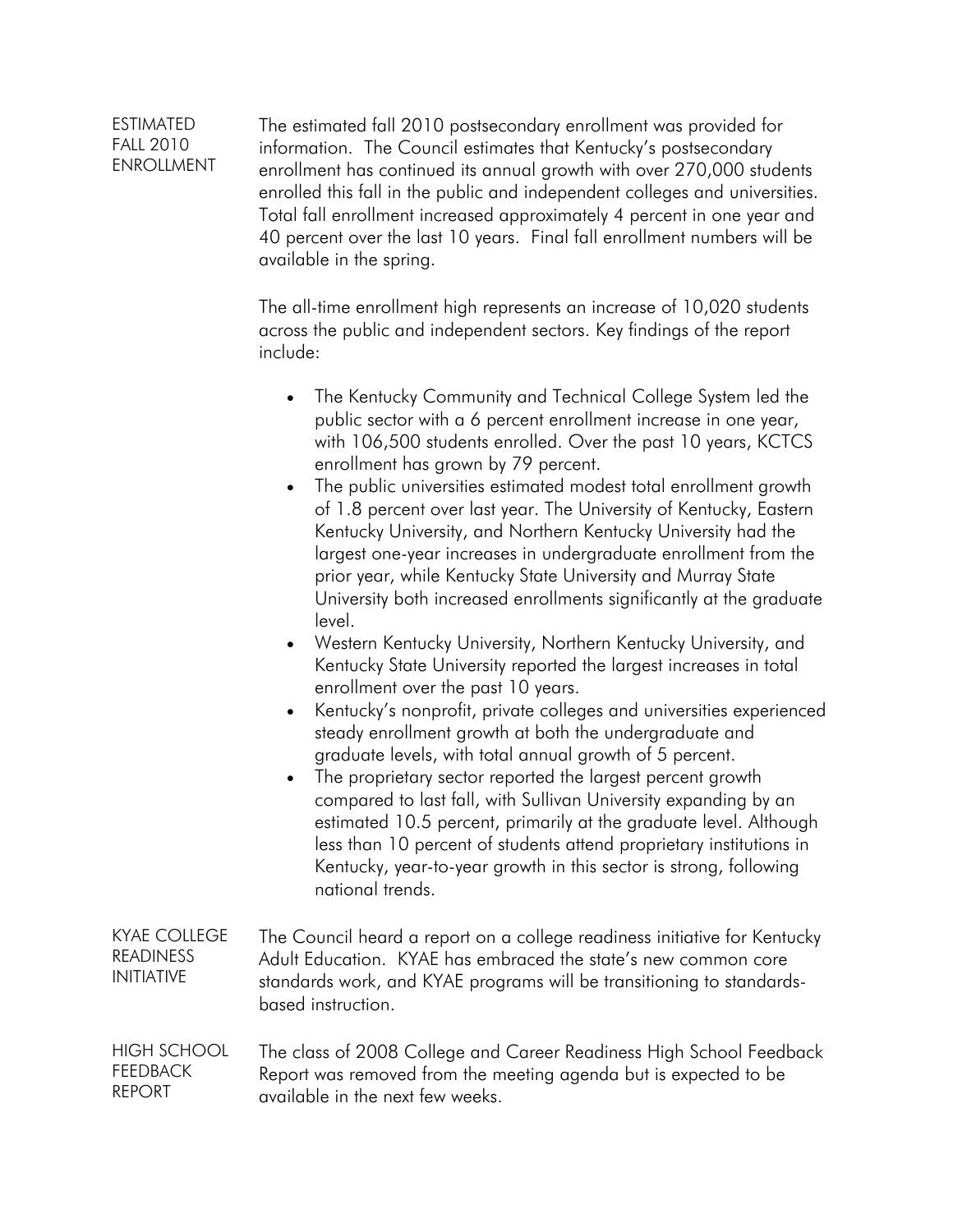**ESTIMATED FALL 2010 ENROLLMENT**

The estimated fall 2010 postsecondary enrollment was provided for information. The Council estimates that Kentucky's postsecondary enrollment has continued its annual growth with over 270,000 students enrolled this fall in the public and independent colleges and universities. Total fall enrollment increased approximately 4 percent in one year and 40 percent over the last 10 years. Final fall enrollment numbers will be available in the spring.

The all-time enrollment high represents an increase of 10,020 students across the public and independent sectors. Key findings of the report include:

- The Kentucky Community and Technical College System led the public sector with a 6 percent enrollment increase in one year, with 106,500 students enrolled. Over the past 10 years, KCTCS enrollment has grown by 79 percent.
- The public universities estimated modest total enrollment growth of 1.8 percent over last year. The University of Kentucky, Eastern Kentucky University, and Northern Kentucky University had the largest one-year increases in undergraduate enrollment from the prior year, while Kentucky State University and Murray State University both increased enrollments significantly at the graduate level.
- Western Kentucky University, Northern Kentucky University, and Kentucky State University reported the largest increases in total enrollment over the past 10 years.
- Kentucky's nonprofit, private colleges and universities experienced steady enrollment growth at both the undergraduate and graduate levels, with total annual growth of 5 percent.
- The proprietary sector reported the largest percent growth compared to last fall, with Sullivan University expanding by an estimated 10.5 percent, primarily at the graduate level. Although less than 10 percent of students attend proprietary institutions in Kentucky, year-to-year growth in this sector is strong, following national trends.

**KYAE COLLEGE READINESS INITIATIVE**

The Council heard a report on a college readiness initiative for Kentucky Adult Education. KYAE has embraced the state's new common core standards work, and KYAE programs will be transitioning to standards-based instruction.

**HIGH SCHOOL FEEDBACK REPORT**

The class of 2008 College and Career Readiness High School Feedback Report was removed from the meeting agenda but is expected to be available in the next few weeks.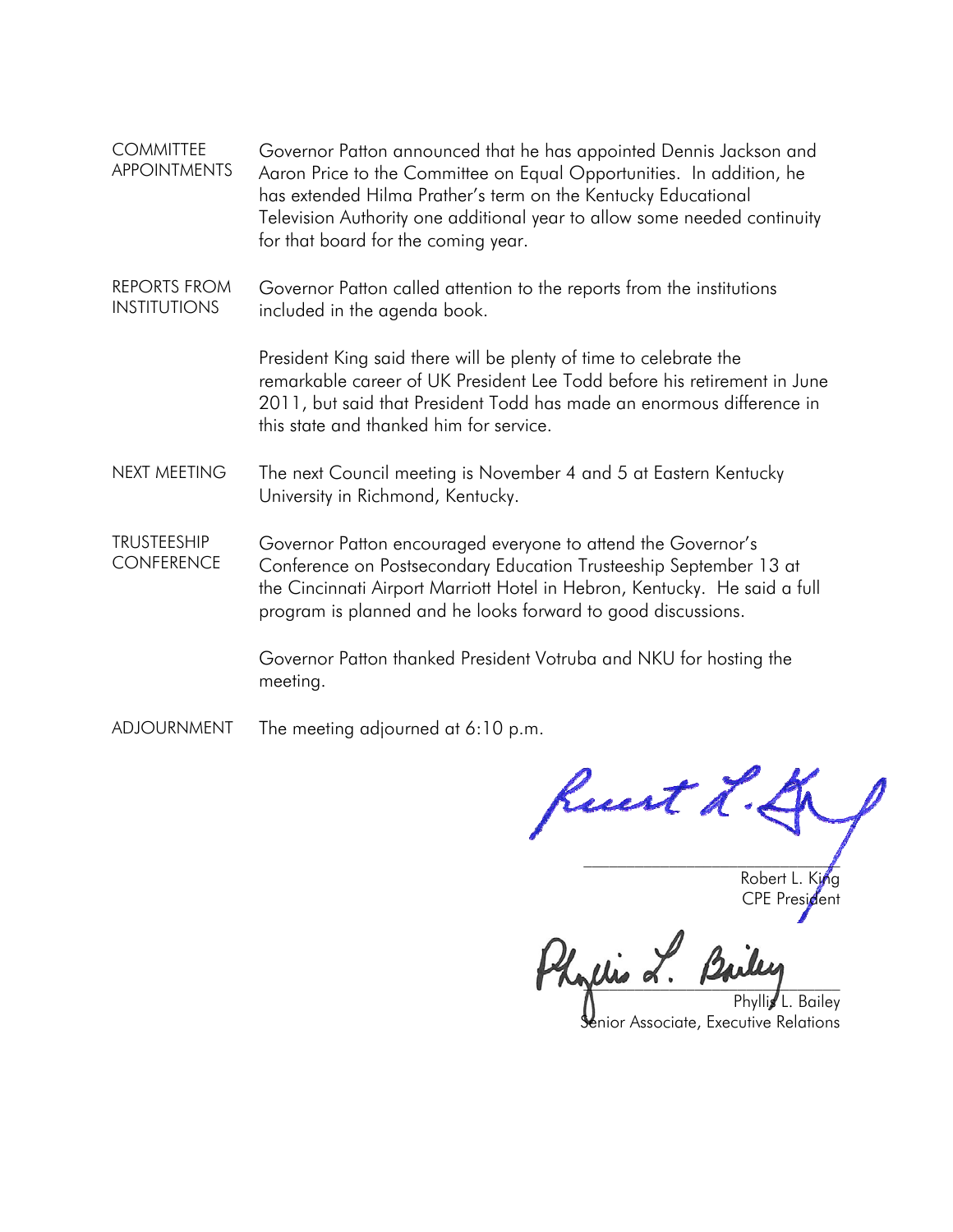**COMMITTEE APPOINTMENTS**

Governor Patton announced that he has appointed Dennis Jackson and Aaron Price to the Committee on Equal Opportunities. In addition, he has extended Hilma Prather's term on the Kentucky Educational Television Authority one additional year to allow some needed continuity for that board for the coming year.

**REPORTS FROM INSTITUTIONS**

Governor Patton called attention to the reports from the institutions included in the agenda book.

President King said there will be plenty of time to celebrate the remarkable career of UK President Lee Todd before his retirement in June 2011, but said that President Todd has made an enormous difference in this state and thanked him for service.

**NEXT MEETING**

The next Council meeting is November 4 and 5 at Eastern Kentucky University in Richmond, Kentucky.

**TRUSTEESHIP CONFERENCE**

Governor Patton encouraged everyone to attend the Governor's Conference on Postsecondary Education Trusteeship September 13 at the Cincinnati Airport Marriott Hotel in Hebron, Kentucky. He said a full program is planned and he looks forward to good discussions.

Governor Patton thanked President Votruba and NKU for hosting the meeting.

**ADJOURNMENT**

The meeting adjourned at 6:10 p.m.

Robert L. King
CPE President

Phyllis L. Bailey
Senior Associate, Executive Relations